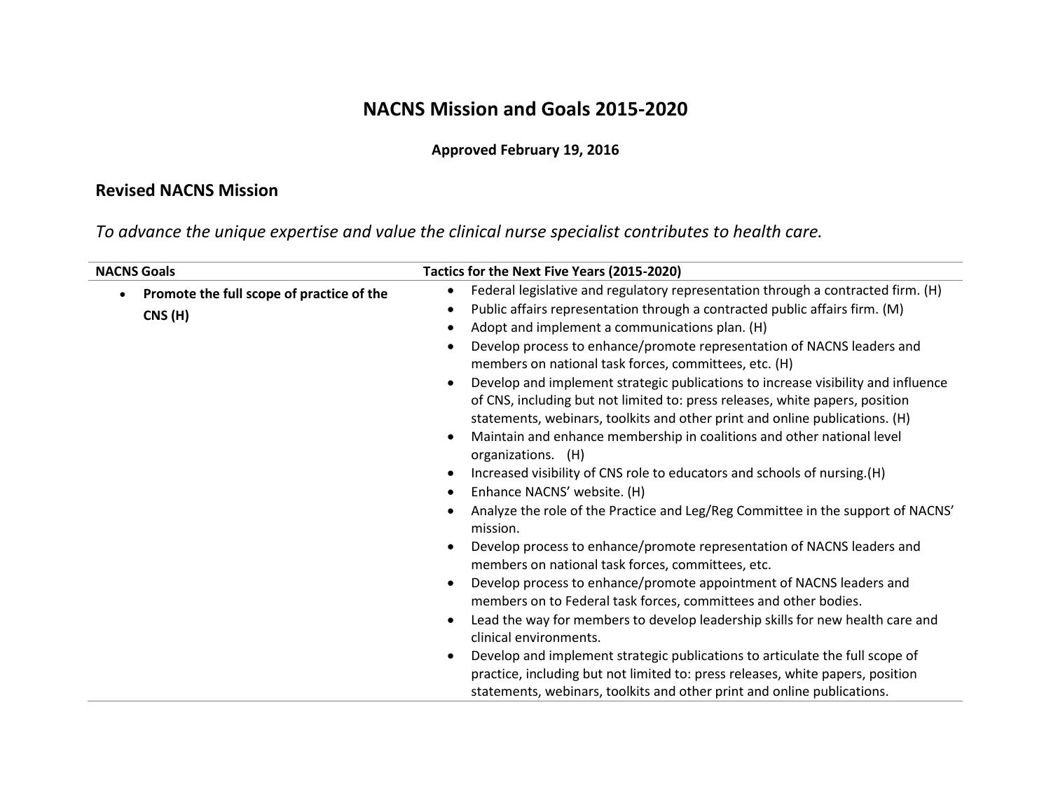# NACNS Mission and Goals 2015-2020

**Approved February 19, 2016**

## Revised NACNS Mission

*To advance the unique expertise and value the clinical nurse specialist contributes to health care.*

| NACNS Goals | Tactics for the Next Five Years (2015-2020) |
|---|---|
| • **Promote the full scope of practice of the CNS (H)** | • Federal legislative and regulatory representation through a contracted firm. (H)<br>• Public affairs representation through a contracted public affairs firm. (M)<br>• Adopt and implement a communications plan. (H)<br>• Develop process to enhance/promote representation of NACNS leaders and members on national task forces, committees, etc. (H)<br>• Develop and implement strategic publications to increase visibility and influence of CNS, including but not limited to: press releases, white papers, position statements, webinars, toolkits and other print and online publications. (H)<br>• Maintain and enhance membership in coalitions and other national level organizations. (H)<br>• Increased visibility of CNS role to educators and schools of nursing.(H)<br>• Enhance NACNS' website. (H)<br>• Analyze the role of the Practice and Leg/Reg Committee in the support of NACNS' mission.<br>• Develop process to enhance/promote representation of NACNS leaders and members on national task forces, committees, etc.<br>• Develop process to enhance/promote appointment of NACNS leaders and members on to Federal task forces, committees and other bodies.<br>• Lead the way for members to develop leadership skills for new health care and clinical environments.<br>• Develop and implement strategic publications to articulate the full scope of practice, including but not limited to: press releases, white papers, position statements, webinars, toolkits and other print and online publications. |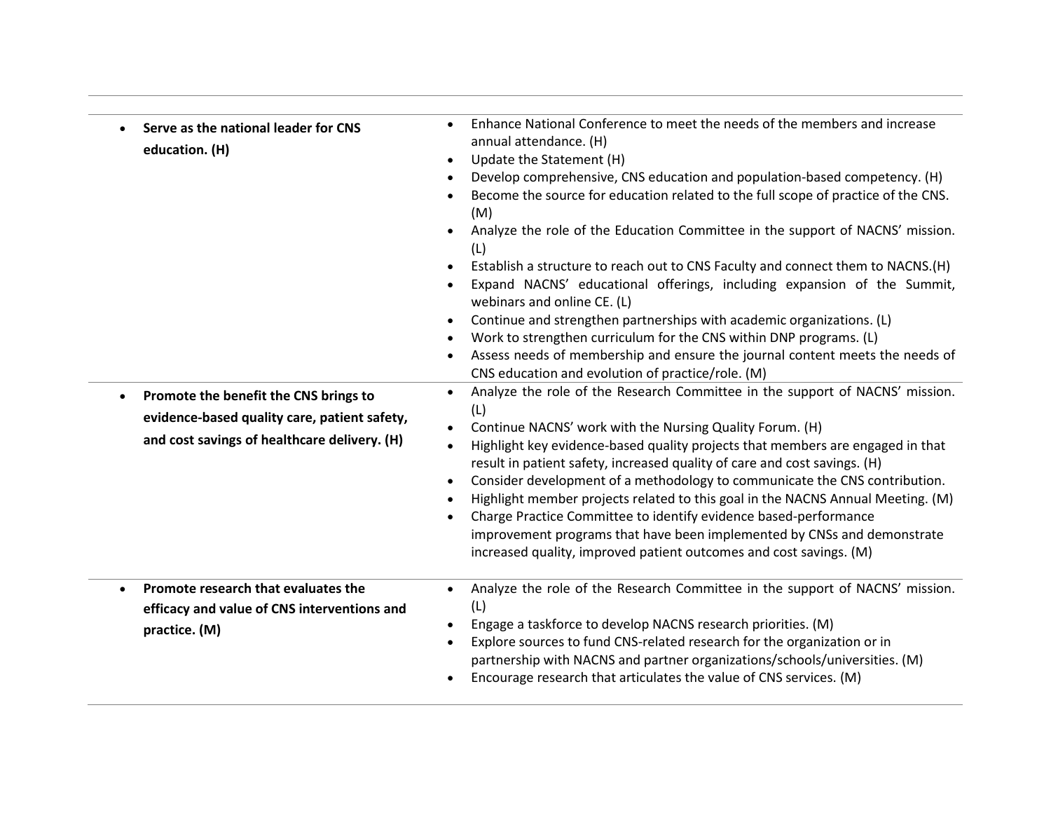| | |
|---|---|
| **Serve as the national leader for CNS education. (H)** | • Enhance National Conference to meet the needs of the members and increase annual attendance. (H)<br>• Update the Statement (H)<br>• Develop comprehensive, CNS education and population-based competency. (H)<br>• Become the source for education related to the full scope of practice of the CNS. (M)<br>• Analyze the role of the Education Committee in the support of NACNS' mission. (L)<br>• Establish a structure to reach out to CNS Faculty and connect them to NACNS.(H)<br>• Expand NACNS' educational offerings, including expansion of the Summit, webinars and online CE. (L)<br>• Continue and strengthen partnerships with academic organizations. (L)<br>• Work to strengthen curriculum for the CNS within DNP programs. (L)<br>• Assess needs of membership and ensure the journal content meets the needs of CNS education and evolution of practice/role. (M) |
| **Promote the benefit the CNS brings to evidence-based quality care, patient safety, and cost savings of healthcare delivery. (H)** | • Analyze the role of the Research Committee in the support of NACNS' mission. (L)<br>• Continue NACNS' work with the Nursing Quality Forum. (H)<br>• Highlight key evidence-based quality projects that members are engaged in that result in patient safety, increased quality of care and cost savings. (H)<br>• Consider development of a methodology to communicate the CNS contribution.<br>• Highlight member projects related to this goal in the NACNS Annual Meeting. (M)<br>• Charge Practice Committee to identify evidence based-performance improvement programs that have been implemented by CNSs and demonstrate increased quality, improved patient outcomes and cost savings. (M) |
| **Promote research that evaluates the efficacy and value of CNS interventions and practice. (M)** | • Analyze the role of the Research Committee in the support of NACNS' mission. (L)<br>• Engage a taskforce to develop NACNS research priorities. (M)<br>• Explore sources to fund CNS-related research for the organization or in partnership with NACNS and partner organizations/schools/universities. (M)<br>• Encourage research that articulates the value of CNS services. (M) |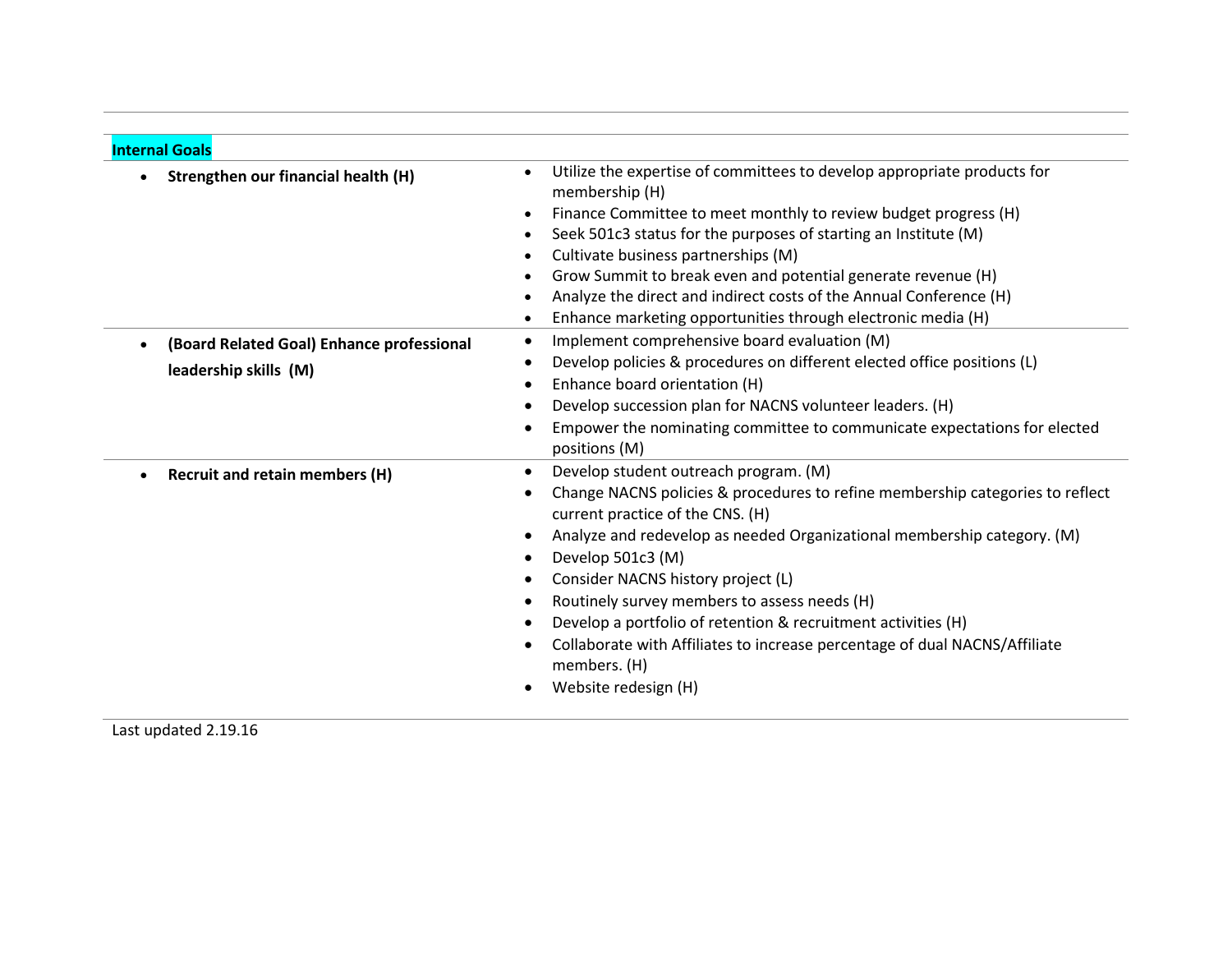| Internal Goals | |
|---|---|
| • **Strengthen our financial health (H)** | • Utilize the expertise of committees to develop appropriate products for membership (H)<br>• Finance Committee to meet monthly to review budget progress (H)<br>• Seek 501c3 status for the purposes of starting an Institute (M)<br>• Cultivate business partnerships (M)<br>• Grow Summit to break even and potential generate revenue (H)<br>• Analyze the direct and indirect costs of the Annual Conference (H)<br>• Enhance marketing opportunities through electronic media (H) |
| • **(Board Related Goal) Enhance professional leadership skills (M)** | • Implement comprehensive board evaluation (M)<br>• Develop policies & procedures on different elected office positions (L)<br>• Enhance board orientation (H)<br>• Develop succession plan for NACNS volunteer leaders. (H)<br>• Empower the nominating committee to communicate expectations for elected positions (M) |
| • **Recruit and retain members (H)** | • Develop student outreach program. (M)<br>• Change NACNS policies & procedures to refine membership categories to reflect current practice of the CNS. (H)<br>• Analyze and redevelop as needed Organizational membership category. (M)<br>• Develop 501c3 (M)<br>• Consider NACNS history project (L)<br>• Routinely survey members to assess needs (H)<br>• Develop a portfolio of retention & recruitment activities (H)<br>• Collaborate with Affiliates to increase percentage of dual NACNS/Affiliate members. (H)<br>• Website redesign (H) |

Last updated 2.19.16